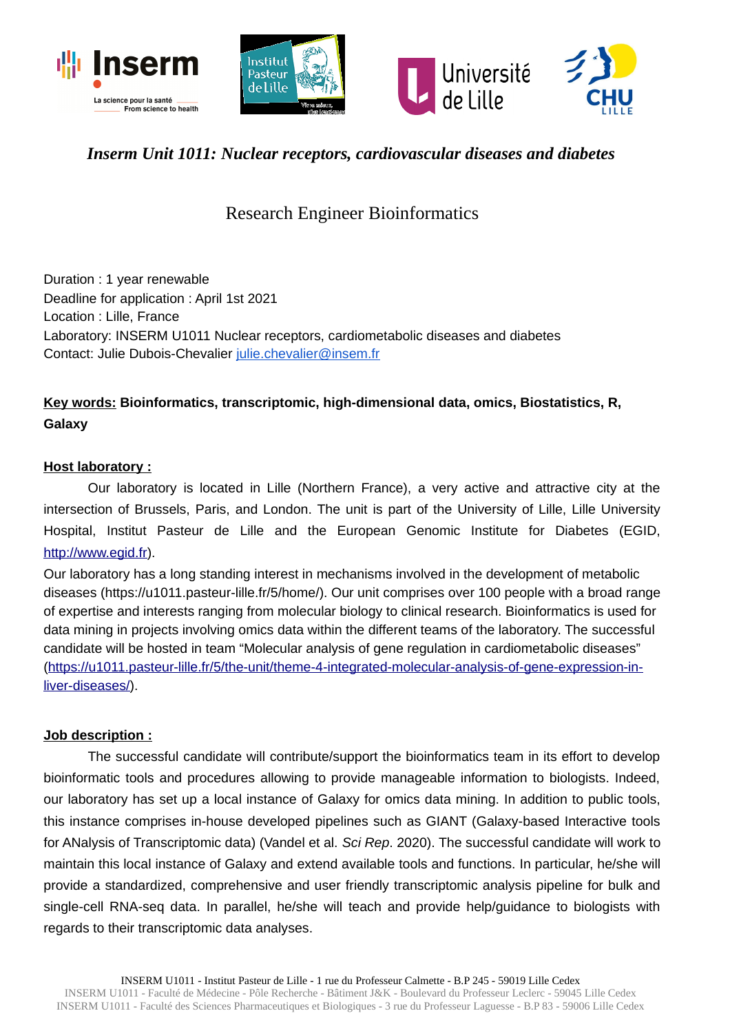# *Inserm Unit 1011: Nuclear receptors, cardiovascular diseases and diabetes*

## Research Engineer Bioinformatics

Duration : 1 year renewable
Deadline for application : April 1st 2021
Location : Lille, France
Laboratory: INSERM U1011 Nuclear receptors, cardiometabolic diseases and diabetes
Contact: Julie Dubois-Chevalier [julie.chevalier@insem.fr](mailto:julie.chevalier@insem.fr)

**Key words: Bioinformatics, transcriptomic, high-dimensional data, omics, Biostatistics, R, Galaxy**

**Host laboratory :**

Our laboratory is located in Lille (Northern France), a very active and attractive city at the intersection of Brussels, Paris, and London. The unit is part of the University of Lille, Lille University Hospital, Institut Pasteur de Lille and the European Genomic Institute for Diabetes (EGID, [http://www.egid.fr](http://www.egid.fr)).

Our laboratory has a long standing interest in mechanisms involved in the development of metabolic diseases (https://u1011.pasteur-lille.fr/5/home/). Our unit comprises over 100 people with a broad range of expertise and interests ranging from molecular biology to clinical research. Bioinformatics is used for data mining in projects involving omics data within the different teams of the laboratory. The successful candidate will be hosted in team "Molecular analysis of gene regulation in cardiometabolic diseases" ([https://u1011.pasteur-lille.fr/5/the-unit/theme-4-integrated-molecular-analysis-of-gene-expression-in-liver-diseases/](https://u1011.pasteur-lille.fr/5/the-unit/theme-4-integrated-molecular-analysis-of-gene-expression-in-liver-diseases/)).

**Job description :**

The successful candidate will contribute/support the bioinformatics team in its effort to develop bioinformatic tools and procedures allowing to provide manageable information to biologists. Indeed, our laboratory has set up a local instance of Galaxy for omics data mining. In addition to public tools, this instance comprises in-house developed pipelines such as GIANT (Galaxy-based Interactive tools for ANalysis of Transcriptomic data) (Vandel et al. *Sci Rep*. 2020). The successful candidate will work to maintain this local instance of Galaxy and extend available tools and functions. In particular, he/she will provide a standardized, comprehensive and user friendly transcriptomic analysis pipeline for bulk and single-cell RNA-seq data. In parallel, he/she will teach and provide help/guidance to biologists with regards to their transcriptomic data analyses.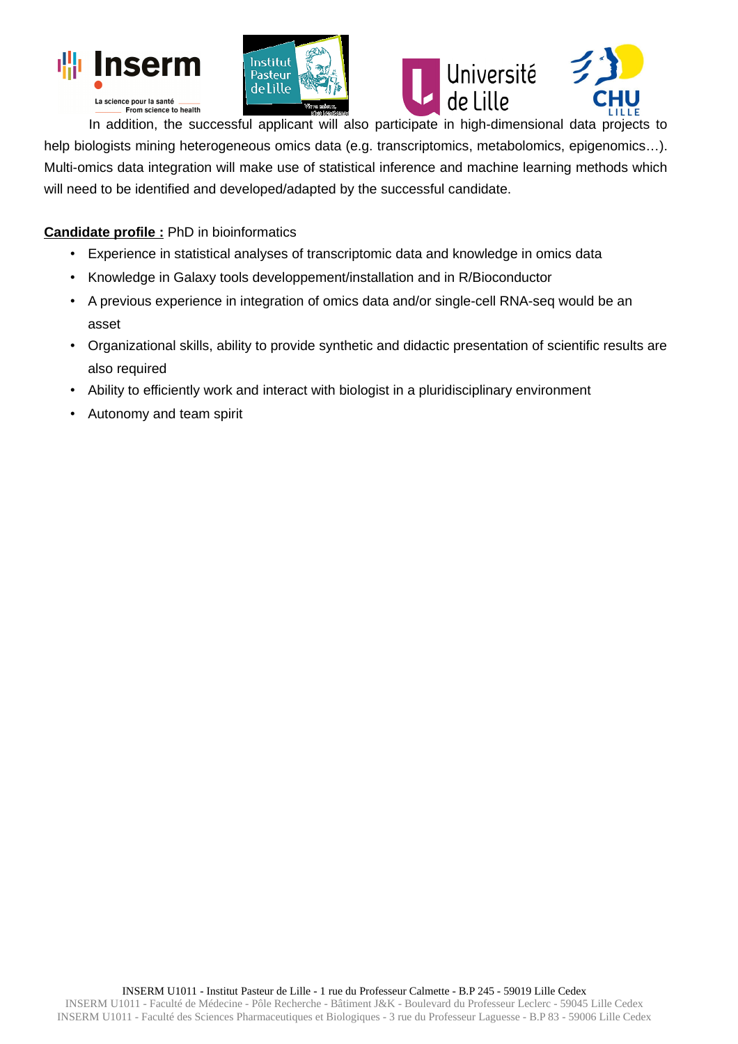In addition, the successful applicant will also participate in high-dimensional data projects to help biologists mining heterogeneous omics data (e.g. transcriptomics, metabolomics, epigenomics…). Multi-omics data integration will make use of statistical inference and machine learning methods which will need to be identified and developed/adapted by the successful candidate.

**<u>Candidate profile :</u>** PhD in bioinformatics

- Experience in statistical analyses of transcriptomic data and knowledge in omics data
- Knowledge in Galaxy tools developpement/installation and in R/Bioconductor
- A previous experience in integration of omics data and/or single-cell RNA-seq would be an asset
- Organizational skills, ability to provide synthetic and didactic presentation of scientific results are also required
- Ability to efficiently work and interact with biologist in a pluridisciplinary environment
- Autonomy and team spirit